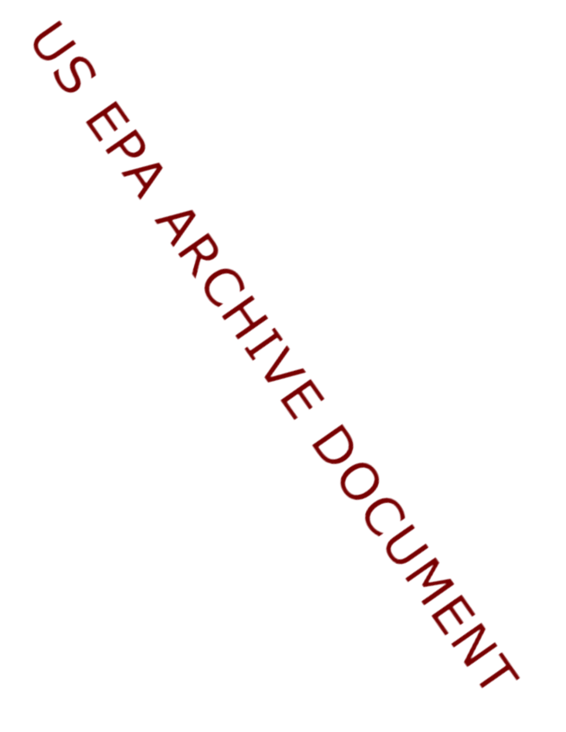US EPA ARCHIVE DOCUMENT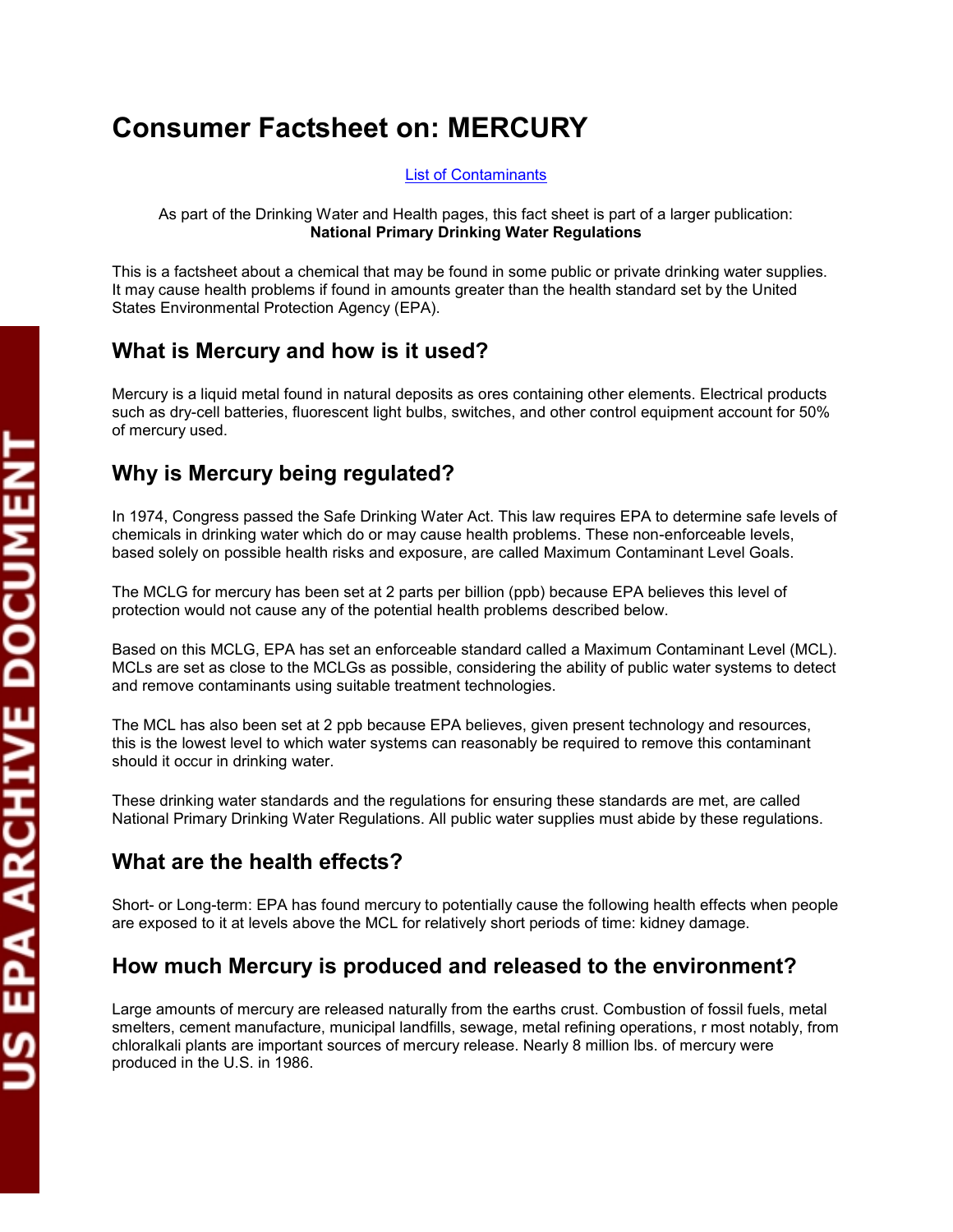# Consumer Factsheet on: MERCURY

List of Contaminants

As part of the Drinking Water and Health pages, this fact sheet is part of a larger publication:
**National Primary Drinking Water Regulations**

This is a factsheet about a chemical that may be found in some public or private drinking water supplies. It may cause health problems if found in amounts greater than the health standard set by the United States Environmental Protection Agency (EPA).

## What is Mercury and how is it used?

Mercury is a liquid metal found in natural deposits as ores containing other elements. Electrical products such as dry-cell batteries, fluorescent light bulbs, switches, and other control equipment account for 50% of mercury used.

## Why is Mercury being regulated?

In 1974, Congress passed the Safe Drinking Water Act. This law requires EPA to determine safe levels of chemicals in drinking water which do or may cause health problems. These non-enforceable levels, based solely on possible health risks and exposure, are called Maximum Contaminant Level Goals.

The MCLG for mercury has been set at 2 parts per billion (ppb) because EPA believes this level of protection would not cause any of the potential health problems described below.

Based on this MCLG, EPA has set an enforceable standard called a Maximum Contaminant Level (MCL). MCLs are set as close to the MCLGs as possible, considering the ability of public water systems to detect and remove contaminants using suitable treatment technologies.

The MCL has also been set at 2 ppb because EPA believes, given present technology and resources, this is the lowest level to which water systems can reasonably be required to remove this contaminant should it occur in drinking water.

These drinking water standards and the regulations for ensuring these standards are met, are called National Primary Drinking Water Regulations. All public water supplies must abide by these regulations.

## What are the health effects?

Short- or Long-term: EPA has found mercury to potentially cause the following health effects when people are exposed to it at levels above the MCL for relatively short periods of time: kidney damage.

## How much Mercury is produced and released to the environment?

Large amounts of mercury are released naturally from the earths crust. Combustion of fossil fuels, metal smelters, cement manufacture, municipal landfills, sewage, metal refining operations, r most notably, from chloralkali plants are important sources of mercury release. Nearly 8 million lbs. of mercury were produced in the U.S. in 1986.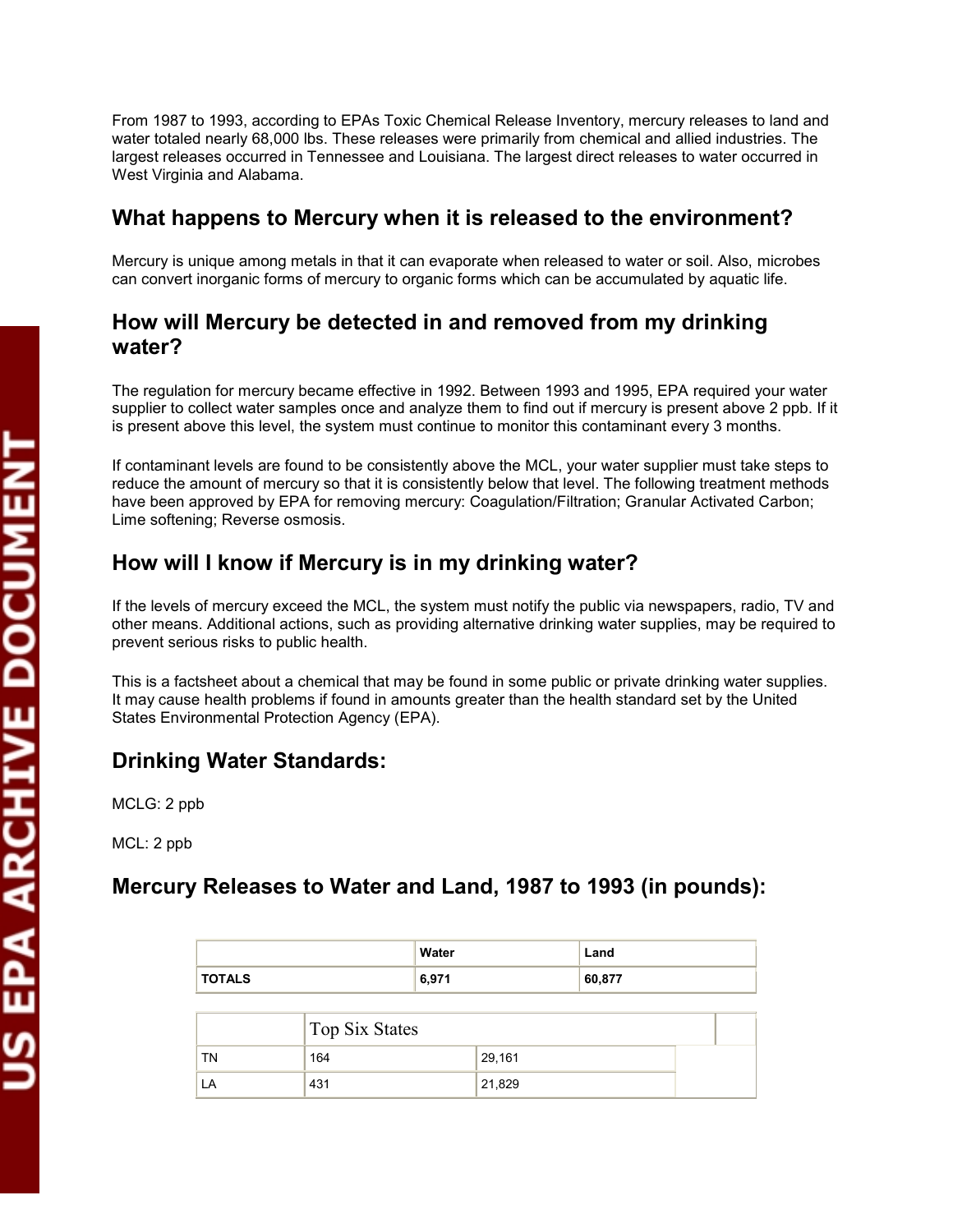From 1987 to 1993, according to EPAs Toxic Chemical Release Inventory, mercury releases to land and water totaled nearly 68,000 lbs. These releases were primarily from chemical and allied industries. The largest releases occurred in Tennessee and Louisiana. The largest direct releases to water occurred in West Virginia and Alabama.

## What happens to Mercury when it is released to the environment?

Mercury is unique among metals in that it can evaporate when released to water or soil. Also, microbes can convert inorganic forms of mercury to organic forms which can be accumulated by aquatic life.

## How will Mercury be detected in and removed from my drinking water?

The regulation for mercury became effective in 1992. Between 1993 and 1995, EPA required your water supplier to collect water samples once and analyze them to find out if mercury is present above 2 ppb. If it is present above this level, the system must continue to monitor this contaminant every 3 months.

If contaminant levels are found to be consistently above the MCL, your water supplier must take steps to reduce the amount of mercury so that it is consistently below that level. The following treatment methods have been approved by EPA for removing mercury: Coagulation/Filtration; Granular Activated Carbon; Lime softening; Reverse osmosis.

## How will I know if Mercury is in my drinking water?

If the levels of mercury exceed the MCL, the system must notify the public via newspapers, radio, TV and other means. Additional actions, such as providing alternative drinking water supplies, may be required to prevent serious risks to public health.

This is a factsheet about a chemical that may be found in some public or private drinking water supplies. It may cause health problems if found in amounts greater than the health standard set by the United States Environmental Protection Agency (EPA).

## Drinking Water Standards:

MCLG: 2 ppb

MCL: 2 ppb

## Mercury Releases to Water and Land, 1987 to 1993 (in pounds):

| | Water | Land |
|---|---|---|
| **TOTALS** | **6,971** | **60,877** |
| | Top Six States | |
| TN | 164 | 29,161 |
| LA | 431 | 21,829 |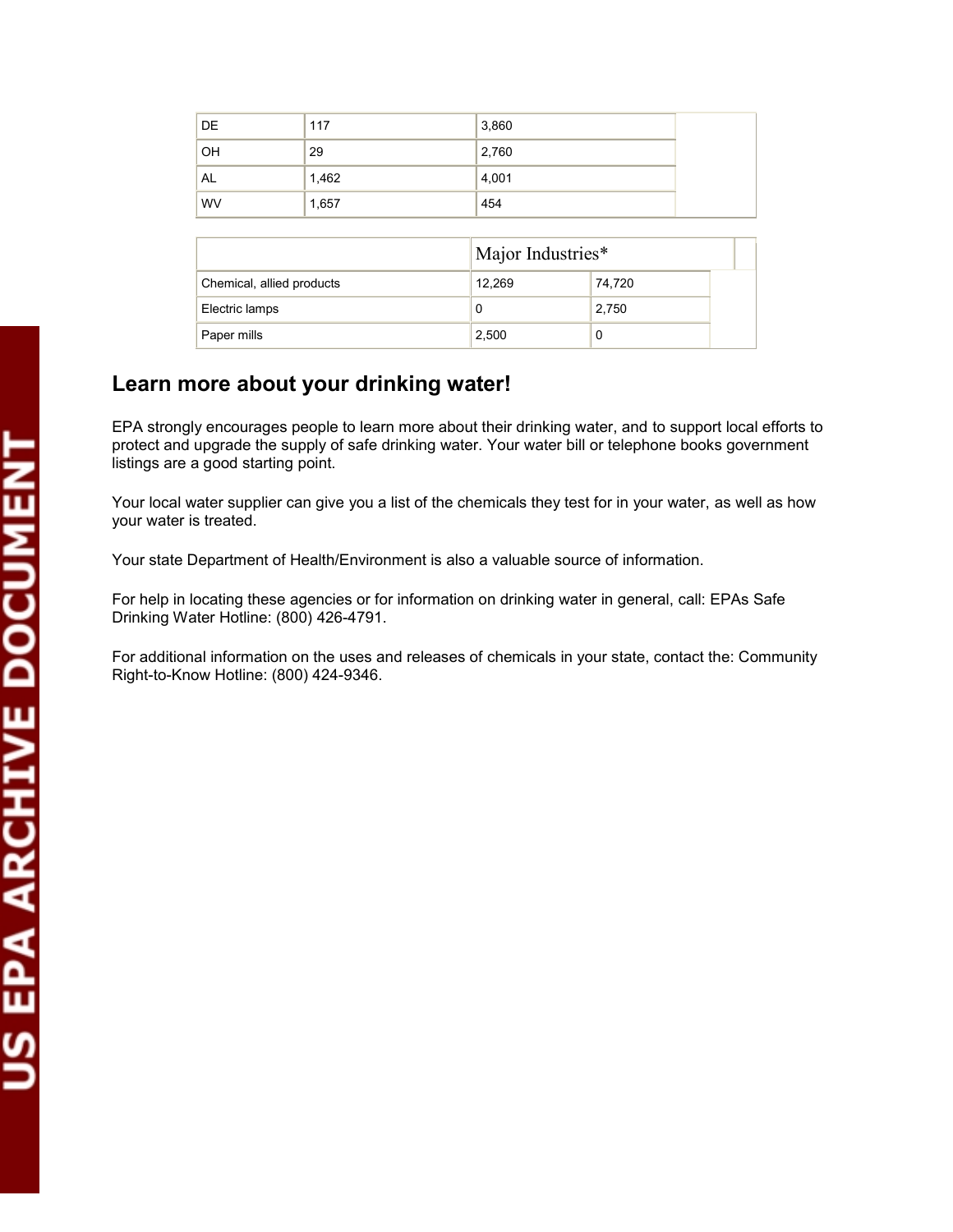| | | |
|---|---|---|
| DE | 117 | 3,860 |
| OH | 29 | 2,760 |
| AL | 1,462 | 4,001 |
| WV | 1,657 | 454 |

| | Major Industries* | |
|---|---|---|
| Chemical, allied products | 12,269 | 74,720 |
| Electric lamps | 0 | 2,750 |
| Paper mills | 2,500 | 0 |

## Learn more about your drinking water!

EPA strongly encourages people to learn more about their drinking water, and to support local efforts to protect and upgrade the supply of safe drinking water. Your water bill or telephone books government listings are a good starting point.

Your local water supplier can give you a list of the chemicals they test for in your water, as well as how your water is treated.

Your state Department of Health/Environment is also a valuable source of information.

For help in locating these agencies or for information on drinking water in general, call: EPAs Safe Drinking Water Hotline: (800) 426-4791.

For additional information on the uses and releases of chemicals in your state, contact the: Community Right-to-Know Hotline: (800) 424-9346.